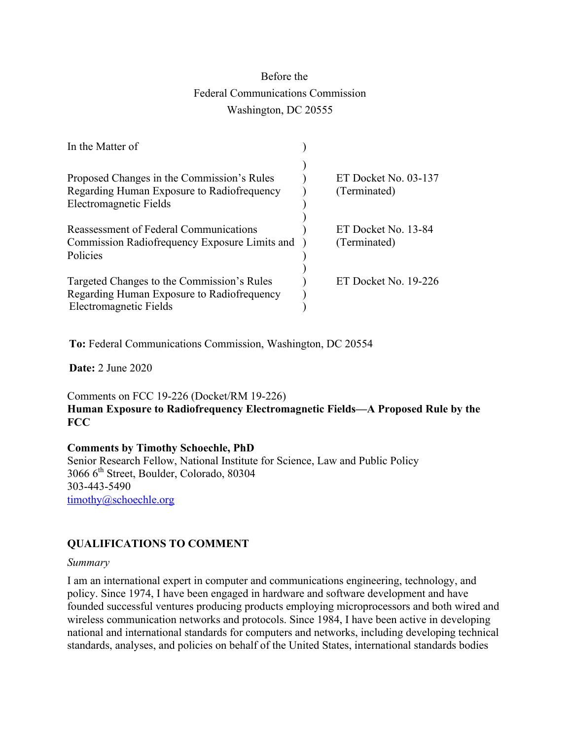Before the
Federal Communications Commission
Washington, DC 20555

| In the Matter of | ) | |
|---|---|---|
| | ) | |
| Proposed Changes in the Commission's Rules Regarding Human Exposure to Radiofrequency Electromagnetic Fields | ) | ET Docket No. 03-137 (Terminated) |
| | ) | |
| Reassessment of Federal Communications Commission Radiofrequency Exposure Limits and Policies | ) | ET Docket No. 13-84 (Terminated) |
| | ) | |
| Targeted Changes to the Commission's Rules Regarding Human Exposure to Radiofrequency Electromagnetic Fields | ) | ET Docket No. 19-226 |

**To:** Federal Communications Commission, Washington, DC 20554

**Date:** 2 June 2020

Comments on FCC 19-226 (Docket/RM 19-226)
**Human Exposure to Radiofrequency Electromagnetic Fields—A Proposed Rule by the FCC**

**Comments by Timothy Schoechle, PhD**
Senior Research Fellow, National Institute for Science, Law and Public Policy
3066 6th Street, Boulder, Colorado, 80304
303-443-5490
timothy@schoechle.org

## QUALIFICATIONS TO COMMENT

*Summary*

I am an international expert in computer and communications engineering, technology, and policy. Since 1974, I have been engaged in hardware and software development and have founded successful ventures producing products employing microprocessors and both wired and wireless communication networks and protocols. Since 1984, I have been active in developing national and international standards for computers and networks, including developing technical standards, analyses, and policies on behalf of the United States, international standards bodies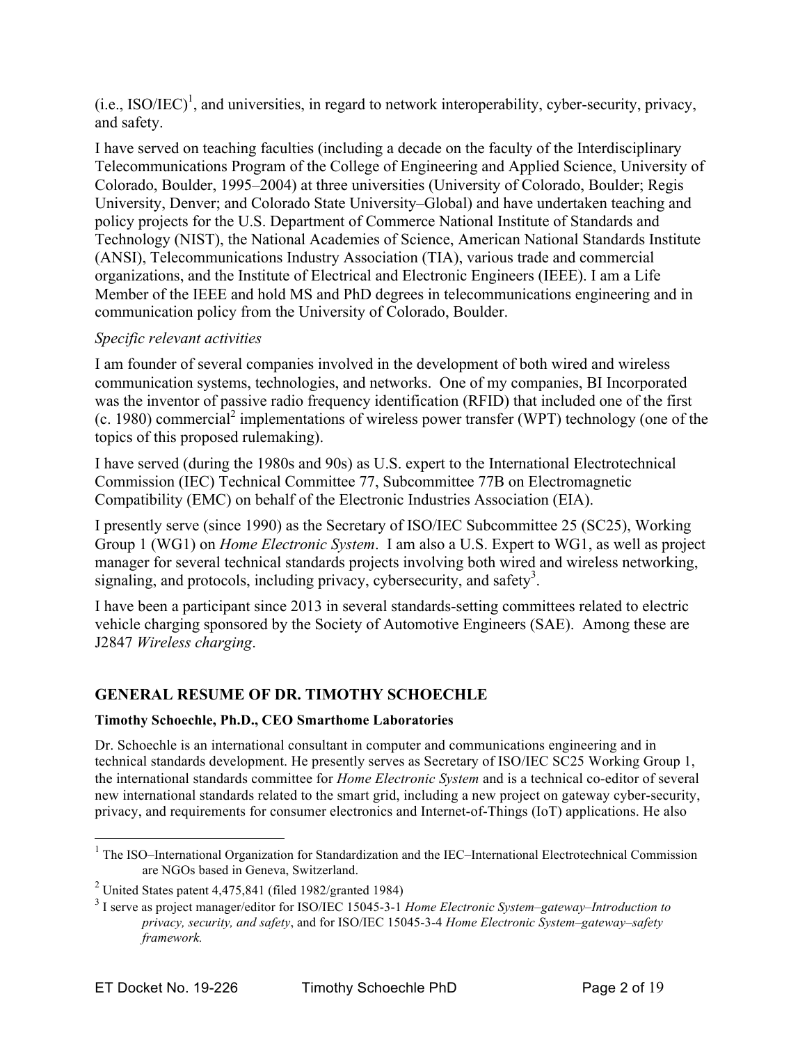(i.e., ISO/IEC)[1], and universities, in regard to network interoperability, cyber-security, privacy, and safety.

I have served on teaching faculties (including a decade on the faculty of the Interdisciplinary Telecommunications Program of the College of Engineering and Applied Science, University of Colorado, Boulder, 1995–2004) at three universities (University of Colorado, Boulder; Regis University, Denver; and Colorado State University–Global) and have undertaken teaching and policy projects for the U.S. Department of Commerce National Institute of Standards and Technology (NIST), the National Academies of Science, American National Standards Institute (ANSI), Telecommunications Industry Association (TIA), various trade and commercial organizations, and the Institute of Electrical and Electronic Engineers (IEEE). I am a Life Member of the IEEE and hold MS and PhD degrees in telecommunications engineering and in communication policy from the University of Colorado, Boulder.

*Specific relevant activities*

I am founder of several companies involved in the development of both wired and wireless communication systems, technologies, and networks. One of my companies, BI Incorporated was the inventor of passive radio frequency identification (RFID) that included one of the first (c. 1980) commercial[2] implementations of wireless power transfer (WPT) technology (one of the topics of this proposed rulemaking).

I have served (during the 1980s and 90s) as U.S. expert to the International Electrotechnical Commission (IEC) Technical Committee 77, Subcommittee 77B on Electromagnetic Compatibility (EMC) on behalf of the Electronic Industries Association (EIA).

I presently serve (since 1990) as the Secretary of ISO/IEC Subcommittee 25 (SC25), Working Group 1 (WG1) on *Home Electronic System*. I am also a U.S. Expert to WG1, as well as project manager for several technical standards projects involving both wired and wireless networking, signaling, and protocols, including privacy, cybersecurity, and safety[3].

I have been a participant since 2013 in several standards-setting committees related to electric vehicle charging sponsored by the Society of Automotive Engineers (SAE). Among these are J2847 *Wireless charging*.

## GENERAL RESUME OF DR. TIMOTHY SCHOECHLE

**Timothy Schoechle, Ph.D., CEO Smarthome Laboratories**

Dr. Schoechle is an international consultant in computer and communications engineering and in technical standards development. He presently serves as Secretary of ISO/IEC SC25 Working Group 1, the international standards committee for *Home Electronic System* and is a technical co-editor of several new international standards related to the smart grid, including a new project on gateway cyber-security, privacy, and requirements for consumer electronics and Internet-of-Things (IoT) applications. He also

---

[1] The ISO–International Organization for Standardization and the IEC–International Electrotechnical Commission are NGOs based in Geneva, Switzerland.

[2] United States patent 4,475,841 (filed 1982/granted 1984)

[3] I serve as project manager/editor for ISO/IEC 15045-3-1 *Home Electronic System–gateway–Introduction to privacy, security, and safety*, and for ISO/IEC 15045-3-4 *Home Electronic System–gateway–safety framework.*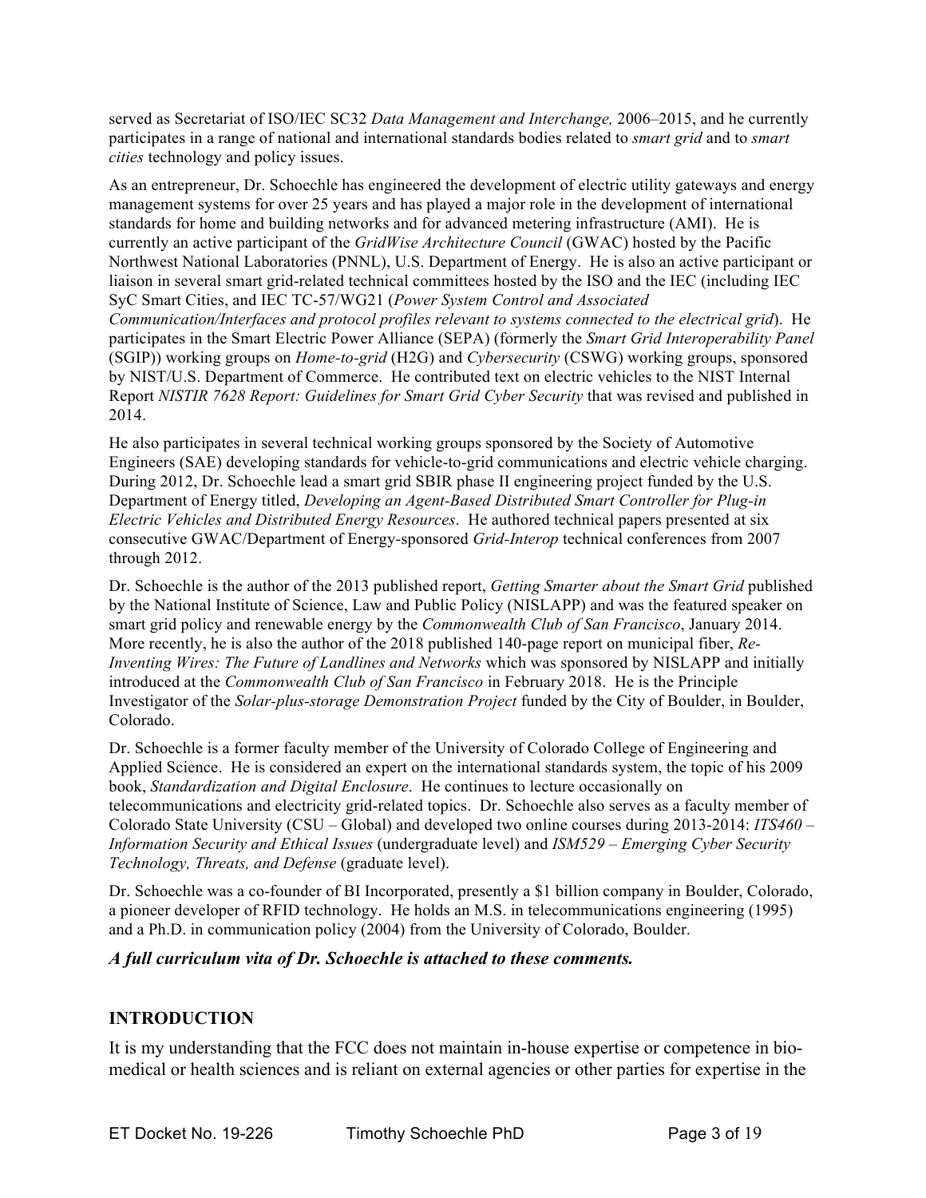served as Secretariat of ISO/IEC SC32 *Data Management and Interchange,* 2006–2015, and he currently participates in a range of national and international standards bodies related to *smart grid* and to *smart cities* technology and policy issues.

As an entrepreneur, Dr. Schoechle has engineered the development of electric utility gateways and energy management systems for over 25 years and has played a major role in the development of international standards for home and building networks and for advanced metering infrastructure (AMI). He is currently an active participant of the *GridWise Architecture Council* (GWAC) hosted by the Pacific Northwest National Laboratories (PNNL), U.S. Department of Energy. He is also an active participant or liaison in several smart grid-related technical committees hosted by the ISO and the IEC (including IEC SyC Smart Cities, and IEC TC-57/WG21 (*Power System Control and Associated Communication/Interfaces and protocol profiles relevant to systems connected to the electrical grid*). He participates in the Smart Electric Power Alliance (SEPA) (formerly the *Smart Grid Interoperability Panel* (SGIP)) working groups on *Home-to-grid* (H2G) and *Cybersecurity* (CSWG) working groups, sponsored by NIST/U.S. Department of Commerce. He contributed text on electric vehicles to the NIST Internal Report *NISTIR 7628 Report: Guidelines for Smart Grid Cyber Security* that was revised and published in 2014.

He also participates in several technical working groups sponsored by the Society of Automotive Engineers (SAE) developing standards for vehicle-to-grid communications and electric vehicle charging. During 2012, Dr. Schoechle lead a smart grid SBIR phase II engineering project funded by the U.S. Department of Energy titled, *Developing an Agent-Based Distributed Smart Controller for Plug-in Electric Vehicles and Distributed Energy Resources*. He authored technical papers presented at six consecutive GWAC/Department of Energy-sponsored *Grid-Interop* technical conferences from 2007 through 2012.

Dr. Schoechle is the author of the 2013 published report, *Getting Smarter about the Smart Grid* published by the National Institute of Science, Law and Public Policy (NISLAPP) and was the featured speaker on smart grid policy and renewable energy by the *Commonwealth Club of San Francisco*, January 2014. More recently, he is also the author of the 2018 published 140-page report on municipal fiber, *Re-Inventing Wires: The Future of Landlines and Networks* which was sponsored by NISLAPP and initially introduced at the *Commonwealth Club of San Francisco* in February 2018. He is the Principle Investigator of the *Solar-plus-storage Demonstration Project* funded by the City of Boulder, in Boulder, Colorado.

Dr. Schoechle is a former faculty member of the University of Colorado College of Engineering and Applied Science. He is considered an expert on the international standards system, the topic of his 2009 book, *Standardization and Digital Enclosure*. He continues to lecture occasionally on telecommunications and electricity grid-related topics. Dr. Schoechle also serves as a faculty member of Colorado State University (CSU – Global) and developed two online courses during 2013-2014: *ITS460 – Information Security and Ethical Issues* (undergraduate level) and *ISM529 – Emerging Cyber Security Technology, Threats, and Defense* (graduate level).

Dr. Schoechle was a co-founder of BI Incorporated, presently a $1 billion company in Boulder, Colorado, a pioneer developer of RFID technology. He holds an M.S. in telecommunications engineering (1995) and a Ph.D. in communication policy (2004) from the University of Colorado, Boulder.

***A full curriculum vita of Dr. Schoechle is attached to these comments.***

## INTRODUCTION

It is my understanding that the FCC does not maintain in-house expertise or competence in bio-medical or health sciences and is reliant on external agencies or other parties for expertise in the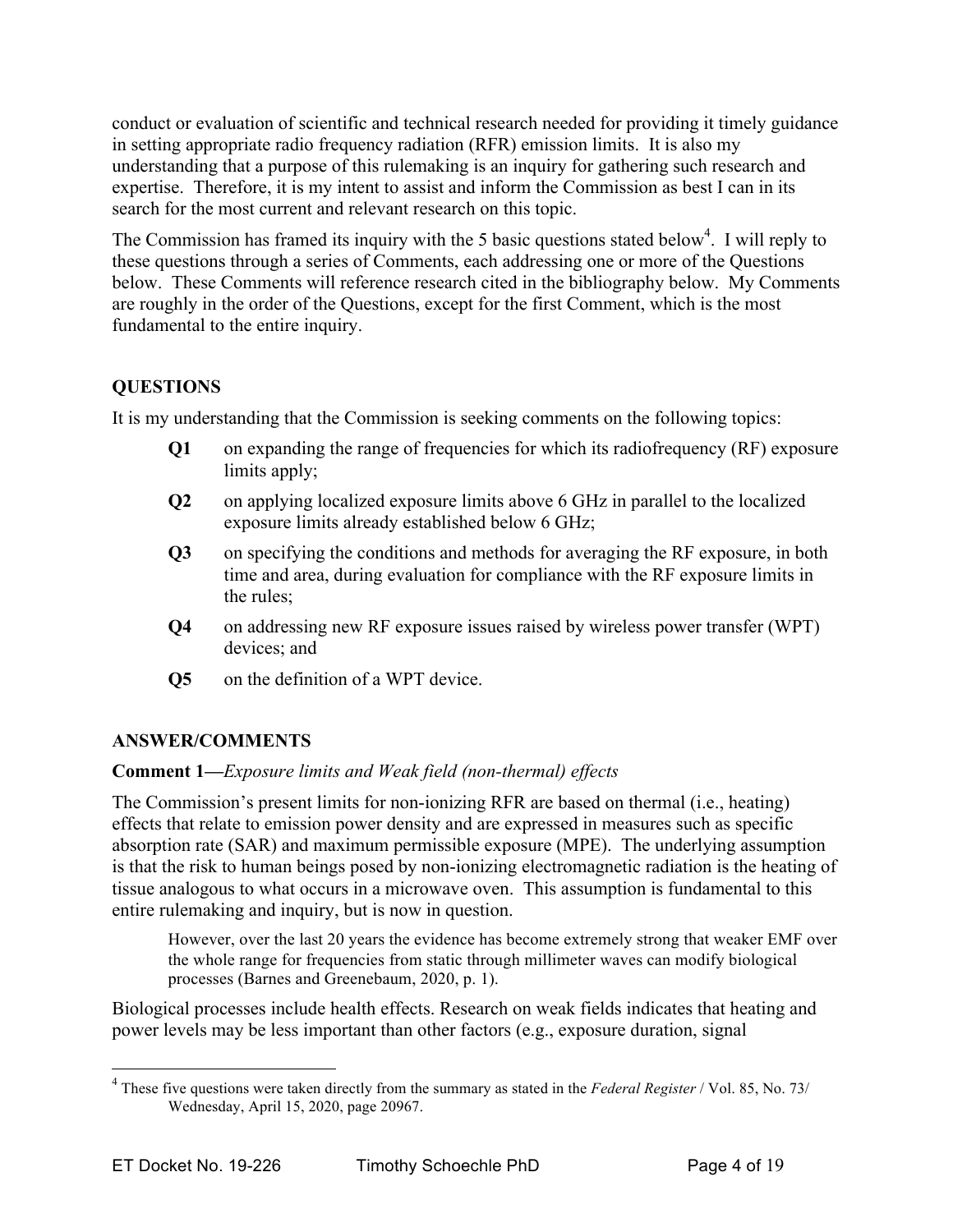conduct or evaluation of scientific and technical research needed for providing it timely guidance in setting appropriate radio frequency radiation (RFR) emission limits. It is also my understanding that a purpose of this rulemaking is an inquiry for gathering such research and expertise. Therefore, it is my intent to assist and inform the Commission as best I can in its search for the most current and relevant research on this topic.

The Commission has framed its inquiry with the 5 basic questions stated below[4]. I will reply to these questions through a series of Comments, each addressing one or more of the Questions below. These Comments will reference research cited in the bibliography below. My Comments are roughly in the order of the Questions, except for the first Comment, which is the most fundamental to the entire inquiry.

## QUESTIONS

It is my understanding that the Commission is seeking comments on the following topics:

- **Q1** on expanding the range of frequencies for which its radiofrequency (RF) exposure limits apply;
- **Q2** on applying localized exposure limits above 6 GHz in parallel to the localized exposure limits already established below 6 GHz;
- **Q3** on specifying the conditions and methods for averaging the RF exposure, in both time and area, during evaluation for compliance with the RF exposure limits in the rules;
- **Q4** on addressing new RF exposure issues raised by wireless power transfer (WPT) devices; and
- **Q5** on the definition of a WPT device.

## ANSWER/COMMENTS

### Comment 1—*Exposure limits and Weak field (non-thermal) effects*

The Commission's present limits for non-ionizing RFR are based on thermal (i.e., heating) effects that relate to emission power density and are expressed in measures such as specific absorption rate (SAR) and maximum permissible exposure (MPE). The underlying assumption is that the risk to human beings posed by non-ionizing electromagnetic radiation is the heating of tissue analogous to what occurs in a microwave oven. This assumption is fundamental to this entire rulemaking and inquiry, but is now in question.

> However, over the last 20 years the evidence has become extremely strong that weaker EMF over the whole range for frequencies from static through millimeter waves can modify biological processes (Barnes and Greenebaum, 2020, p. 1).

Biological processes include health effects. Research on weak fields indicates that heating and power levels may be less important than other factors (e.g., exposure duration, signal

---

[4] These five questions were taken directly from the summary as stated in the *Federal Register* / Vol. 85, No. 73/ Wednesday, April 15, 2020, page 20967.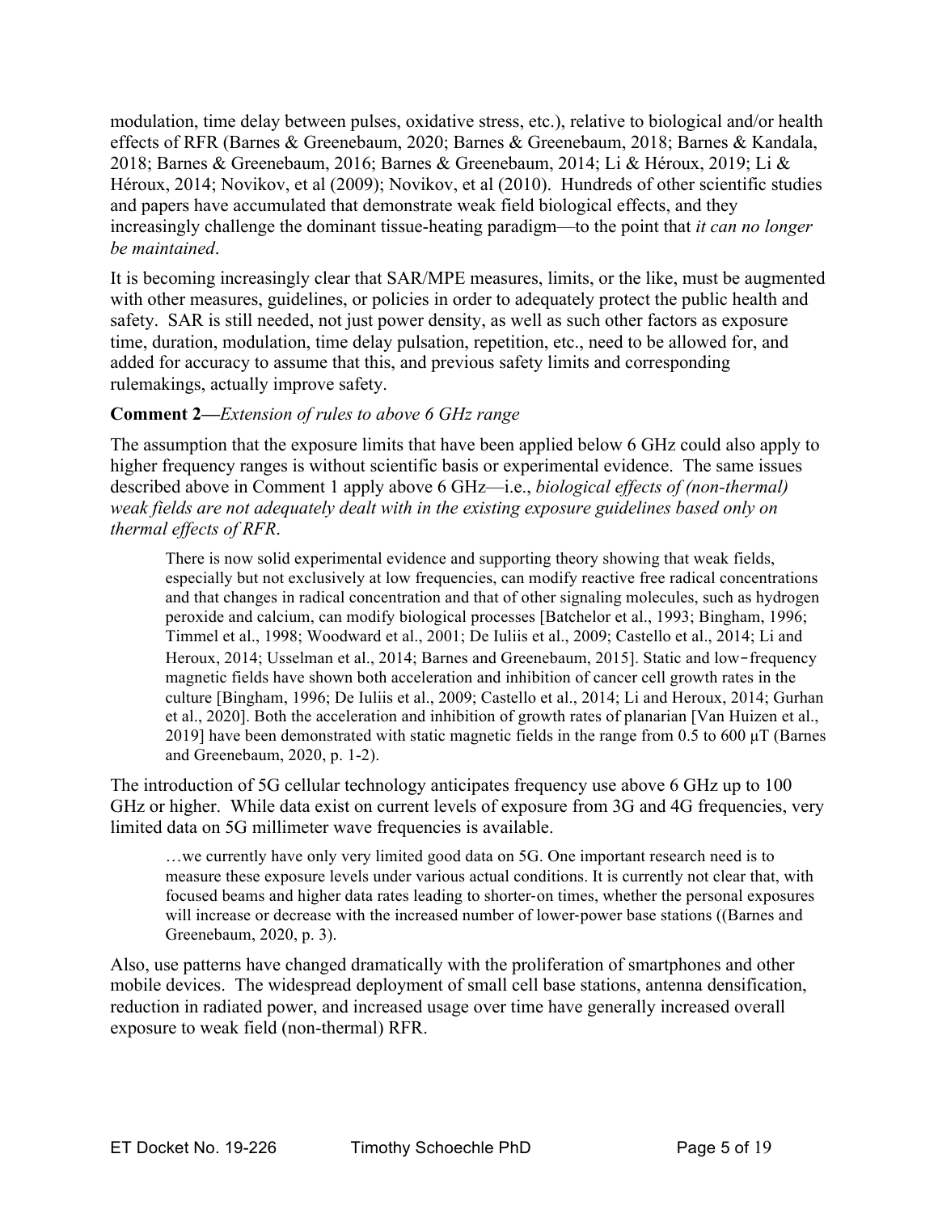modulation, time delay between pulses, oxidative stress, etc.), relative to biological and/or health effects of RFR (Barnes & Greenebaum, 2020; Barnes & Greenebaum, 2018; Barnes & Kandala, 2018; Barnes & Greenebaum, 2016; Barnes & Greenebaum, 2014; Li & Héroux, 2019; Li & Héroux, 2014; Novikov, et al (2009); Novikov, et al (2010). Hundreds of other scientific studies and papers have accumulated that demonstrate weak field biological effects, and they increasingly challenge the dominant tissue-heating paradigm—to the point that *it can no longer be maintained*.

It is becoming increasingly clear that SAR/MPE measures, limits, or the like, must be augmented with other measures, guidelines, or policies in order to adequately protect the public health and safety. SAR is still needed, not just power density, as well as such other factors as exposure time, duration, modulation, time delay pulsation, repetition, etc., need to be allowed for, and added for accuracy to assume that this, and previous safety limits and corresponding rulemakings, actually improve safety.

**Comment 2—***Extension of rules to above 6 GHz range*

The assumption that the exposure limits that have been applied below 6 GHz could also apply to higher frequency ranges is without scientific basis or experimental evidence. The same issues described above in Comment 1 apply above 6 GHz—i.e., *biological effects of (non-thermal) weak fields are not adequately dealt with in the existing exposure guidelines based only on thermal effects of RFR*.

> There is now solid experimental evidence and supporting theory showing that weak fields, especially but not exclusively at low frequencies, can modify reactive free radical concentrations and that changes in radical concentration and that of other signaling molecules, such as hydrogen peroxide and calcium, can modify biological processes [Batchelor et al., 1993; Bingham, 1996; Timmel et al., 1998; Woodward et al., 2001; De Iuliis et al., 2009; Castello et al., 2014; Li and Heroux, 2014; Usselman et al., 2014; Barnes and Greenebaum, 2015]. Static and low-frequency magnetic fields have shown both acceleration and inhibition of cancer cell growth rates in the culture [Bingham, 1996; De Iuliis et al., 2009; Castello et al., 2014; Li and Heroux, 2014; Gurhan et al., 2020]. Both the acceleration and inhibition of growth rates of planarian [Van Huizen et al., 2019] have been demonstrated with static magnetic fields in the range from 0.5 to 600 μT (Barnes and Greenebaum, 2020, p. 1-2).

The introduction of 5G cellular technology anticipates frequency use above 6 GHz up to 100 GHz or higher. While data exist on current levels of exposure from 3G and 4G frequencies, very limited data on 5G millimeter wave frequencies is available.

> …we currently have only very limited good data on 5G. One important research need is to measure these exposure levels under various actual conditions. It is currently not clear that, with focused beams and higher data rates leading to shorter-on times, whether the personal exposures will increase or decrease with the increased number of lower-power base stations ((Barnes and Greenebaum, 2020, p. 3).

Also, use patterns have changed dramatically with the proliferation of smartphones and other mobile devices. The widespread deployment of small cell base stations, antenna densification, reduction in radiated power, and increased usage over time have generally increased overall exposure to weak field (non-thermal) RFR.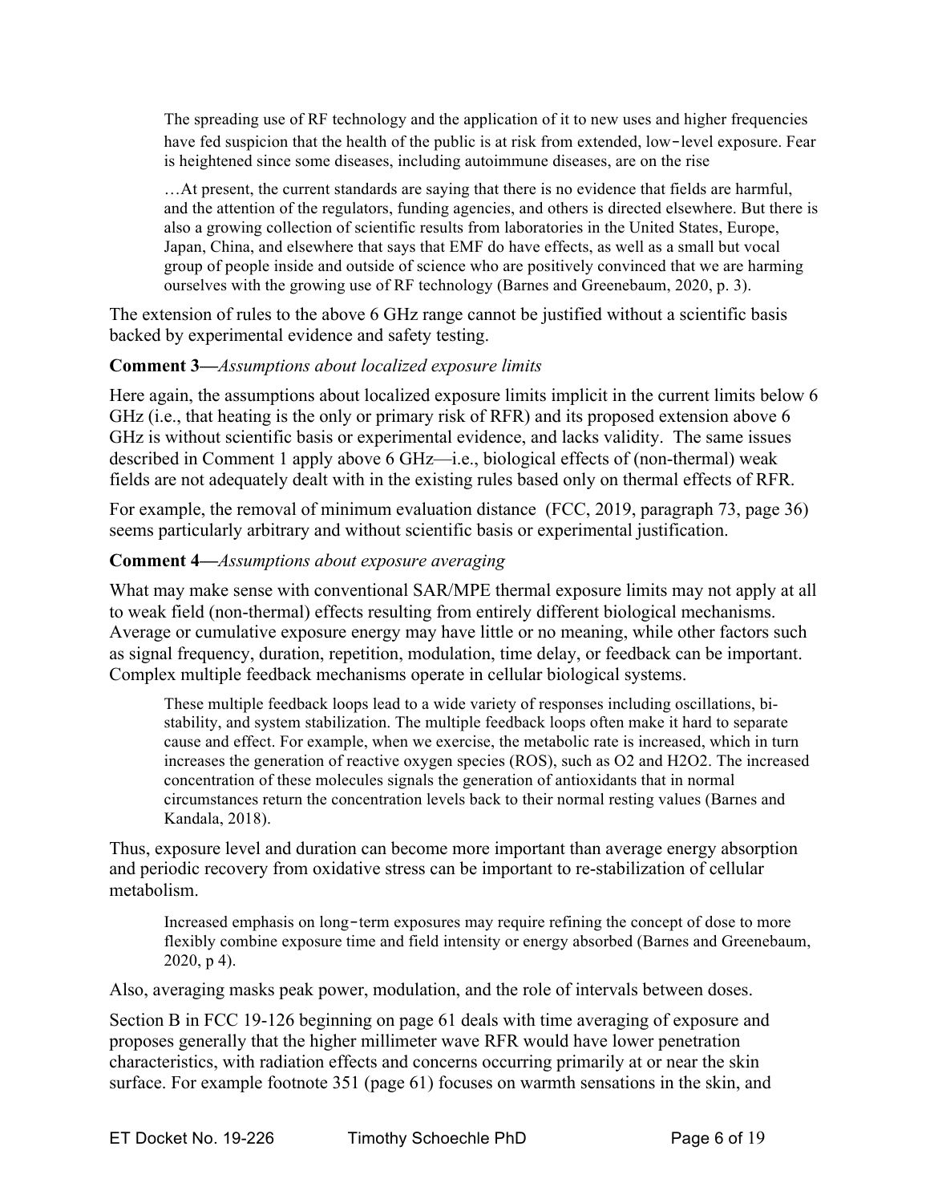> The spreading use of RF technology and the application of it to new uses and higher frequencies have fed suspicion that the health of the public is at risk from extended, low-level exposure. Fear is heightened since some diseases, including autoimmune diseases, are on the rise
>
> …At present, the current standards are saying that there is no evidence that fields are harmful, and the attention of the regulators, funding agencies, and others is directed elsewhere. But there is also a growing collection of scientific results from laboratories in the United States, Europe, Japan, China, and elsewhere that says that EMF do have effects, as well as a small but vocal group of people inside and outside of science who are positively convinced that we are harming ourselves with the growing use of RF technology (Barnes and Greenebaum, 2020, p. 3).

The extension of rules to the above 6 GHz range cannot be justified without a scientific basis backed by experimental evidence and safety testing.

**Comment 3—***Assumptions about localized exposure limits*

Here again, the assumptions about localized exposure limits implicit in the current limits below 6 GHz (i.e., that heating is the only or primary risk of RFR) and its proposed extension above 6 GHz is without scientific basis or experimental evidence, and lacks validity. The same issues described in Comment 1 apply above 6 GHz—i.e., biological effects of (non-thermal) weak fields are not adequately dealt with in the existing rules based only on thermal effects of RFR.

For example, the removal of minimum evaluation distance (FCC, 2019, paragraph 73, page 36) seems particularly arbitrary and without scientific basis or experimental justification.

**Comment 4—***Assumptions about exposure averaging*

What may make sense with conventional SAR/MPE thermal exposure limits may not apply at all to weak field (non-thermal) effects resulting from entirely different biological mechanisms. Average or cumulative exposure energy may have little or no meaning, while other factors such as signal frequency, duration, repetition, modulation, time delay, or feedback can be important. Complex multiple feedback mechanisms operate in cellular biological systems.

> These multiple feedback loops lead to a wide variety of responses including oscillations, bi-stability, and system stabilization. The multiple feedback loops often make it hard to separate cause and effect. For example, when we exercise, the metabolic rate is increased, which in turn increases the generation of reactive oxygen species (ROS), such as $O_2$ and $H_2O_2$. The increased concentration of these molecules signals the generation of antioxidants that in normal circumstances return the concentration levels back to their normal resting values (Barnes and Kandala, 2018).

Thus, exposure level and duration can become more important than average energy absorption and periodic recovery from oxidative stress can be important to re-stabilization of cellular metabolism.

> Increased emphasis on long-term exposures may require refining the concept of dose to more flexibly combine exposure time and field intensity or energy absorbed (Barnes and Greenebaum, 2020, p 4).

Also, averaging masks peak power, modulation, and the role of intervals between doses.

Section B in FCC 19-126 beginning on page 61 deals with time averaging of exposure and proposes generally that the higher millimeter wave RFR would have lower penetration characteristics, with radiation effects and concerns occurring primarily at or near the skin surface. For example footnote 351 (page 61) focuses on warmth sensations in the skin, and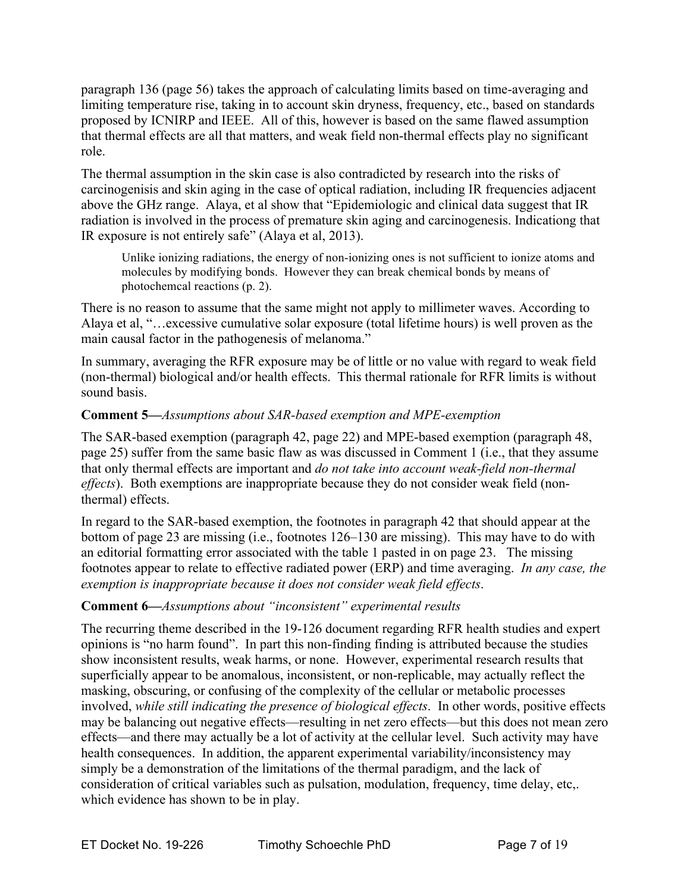paragraph 136 (page 56) takes the approach of calculating limits based on time-averaging and limiting temperature rise, taking in to account skin dryness, frequency, etc., based on standards proposed by ICNIRP and IEEE. All of this, however is based on the same flawed assumption that thermal effects are all that matters, and weak field non-thermal effects play no significant role.

The thermal assumption in the skin case is also contradicted by research into the risks of carcinogenisis and skin aging in the case of optical radiation, including IR frequencies adjacent above the GHz range. Alaya, et al show that "Epidemiologic and clinical data suggest that IR radiation is involved in the process of premature skin aging and carcinogenesis. Indicationg that IR exposure is not entirely safe" (Alaya et al, 2013).

> Unlike ionizing radiations, the energy of non-ionizing ones is not sufficient to ionize atoms and molecules by modifying bonds. However they can break chemical bonds by means of photochemcal reactions (p. 2).

There is no reason to assume that the same might not apply to millimeter waves. According to Alaya et al, "…excessive cumulative solar exposure (total lifetime hours) is well proven as the main causal factor in the pathogenesis of melanoma."

In summary, averaging the RFR exposure may be of little or no value with regard to weak field (non-thermal) biological and/or health effects. This thermal rationale for RFR limits is without sound basis.

**Comment 5—***Assumptions about SAR-based exemption and MPE-exemption*

The SAR-based exemption (paragraph 42, page 22) and MPE-based exemption (paragraph 48, page 25) suffer from the same basic flaw as was discussed in Comment 1 (i.e., that they assume that only thermal effects are important and *do not take into account weak-field non-thermal effects*). Both exemptions are inappropriate because they do not consider weak field (non-thermal) effects.

In regard to the SAR-based exemption, the footnotes in paragraph 42 that should appear at the bottom of page 23 are missing (i.e., footnotes 126–130 are missing). This may have to do with an editorial formatting error associated with the table 1 pasted in on page 23. The missing footnotes appear to relate to effective radiated power (ERP) and time averaging. *In any case, the exemption is inappropriate because it does not consider weak field effects*.

**Comment 6—***Assumptions about "inconsistent" experimental results*

The recurring theme described in the 19-126 document regarding RFR health studies and expert opinions is "no harm found". In part this non-finding finding is attributed because the studies show inconsistent results, weak harms, or none. However, experimental research results that superficially appear to be anomalous, inconsistent, or non-replicable, may actually reflect the masking, obscuring, or confusing of the complexity of the cellular or metabolic processes involved, *while still indicating the presence of biological effects*. In other words, positive effects may be balancing out negative effects—resulting in net zero effects—but this does not mean zero effects—and there may actually be a lot of activity at the cellular level. Such activity may have health consequences. In addition, the apparent experimental variability/inconsistency may simply be a demonstration of the limitations of the thermal paradigm, and the lack of consideration of critical variables such as pulsation, modulation, frequency, time delay, etc,. which evidence has shown to be in play.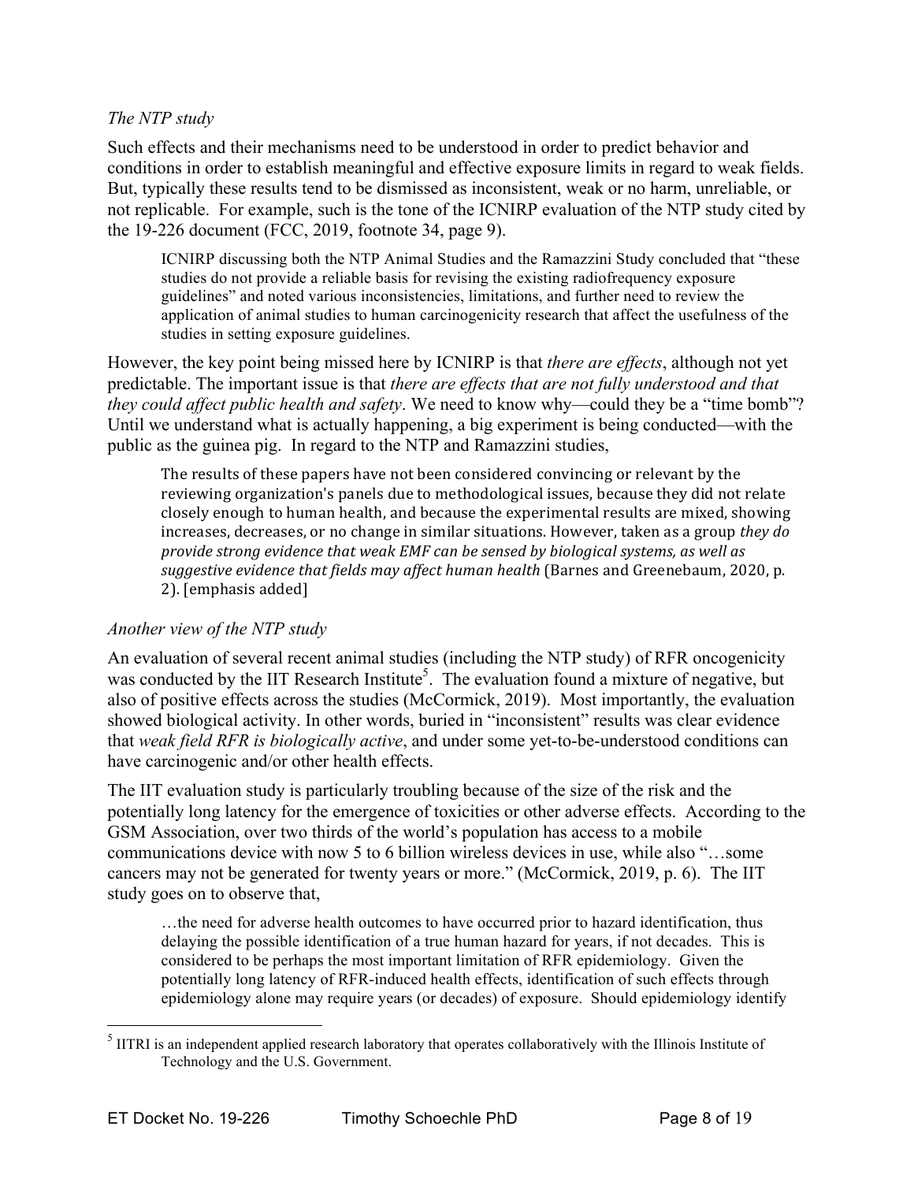*The NTP study*

Such effects and their mechanisms need to be understood in order to predict behavior and conditions in order to establish meaningful and effective exposure limits in regard to weak fields. But, typically these results tend to be dismissed as inconsistent, weak or no harm, unreliable, or not replicable. For example, such is the tone of the ICNIRP evaluation of the NTP study cited by the 19-226 document (FCC, 2019, footnote 34, page 9).

> ICNIRP discussing both the NTP Animal Studies and the Ramazzini Study concluded that "these studies do not provide a reliable basis for revising the existing radiofrequency exposure guidelines" and noted various inconsistencies, limitations, and further need to review the application of animal studies to human carcinogenicity research that affect the usefulness of the studies in setting exposure guidelines.

However, the key point being missed here by ICNIRP is that *there are effects*, although not yet predictable. The important issue is that *there are effects that are not fully understood and that they could affect public health and safety*. We need to know why—could they be a "time bomb"? Until we understand what is actually happening, a big experiment is being conducted—with the public as the guinea pig. In regard to the NTP and Ramazzini studies,

> The results of these papers have not been considered convincing or relevant by the reviewing organization's panels due to methodological issues, because they did not relate closely enough to human health, and because the experimental results are mixed, showing increases, decreases, or no change in similar situations. However, taken as a group *they do provide strong evidence that weak EMF can be sensed by biological systems, as well as suggestive evidence that fields may affect human health* (Barnes and Greenebaum, 2020, p. 2). [emphasis added]

*Another view of the NTP study*

An evaluation of several recent animal studies (including the NTP study) of RFR oncogenicity was conducted by the IIT Research Institute[5]. The evaluation found a mixture of negative, but also of positive effects across the studies (McCormick, 2019). Most importantly, the evaluation showed biological activity. In other words, buried in "inconsistent" results was clear evidence that *weak field RFR is biologically active*, and under some yet-to-be-understood conditions can have carcinogenic and/or other health effects.

The IIT evaluation study is particularly troubling because of the size of the risk and the potentially long latency for the emergence of toxicities or other adverse effects. According to the GSM Association, over two thirds of the world's population has access to a mobile communications device with now 5 to 6 billion wireless devices in use, while also "…some cancers may not be generated for twenty years or more." (McCormick, 2019, p. 6). The IIT study goes on to observe that,

> …the need for adverse health outcomes to have occurred prior to hazard identification, thus delaying the possible identification of a true human hazard for years, if not decades. This is considered to be perhaps the most important limitation of RFR epidemiology. Given the potentially long latency of RFR-induced health effects, identification of such effects through epidemiology alone may require years (or decades) of exposure. Should epidemiology identify

[5] IITRI is an independent applied research laboratory that operates collaboratively with the Illinois Institute of Technology and the U.S. Government.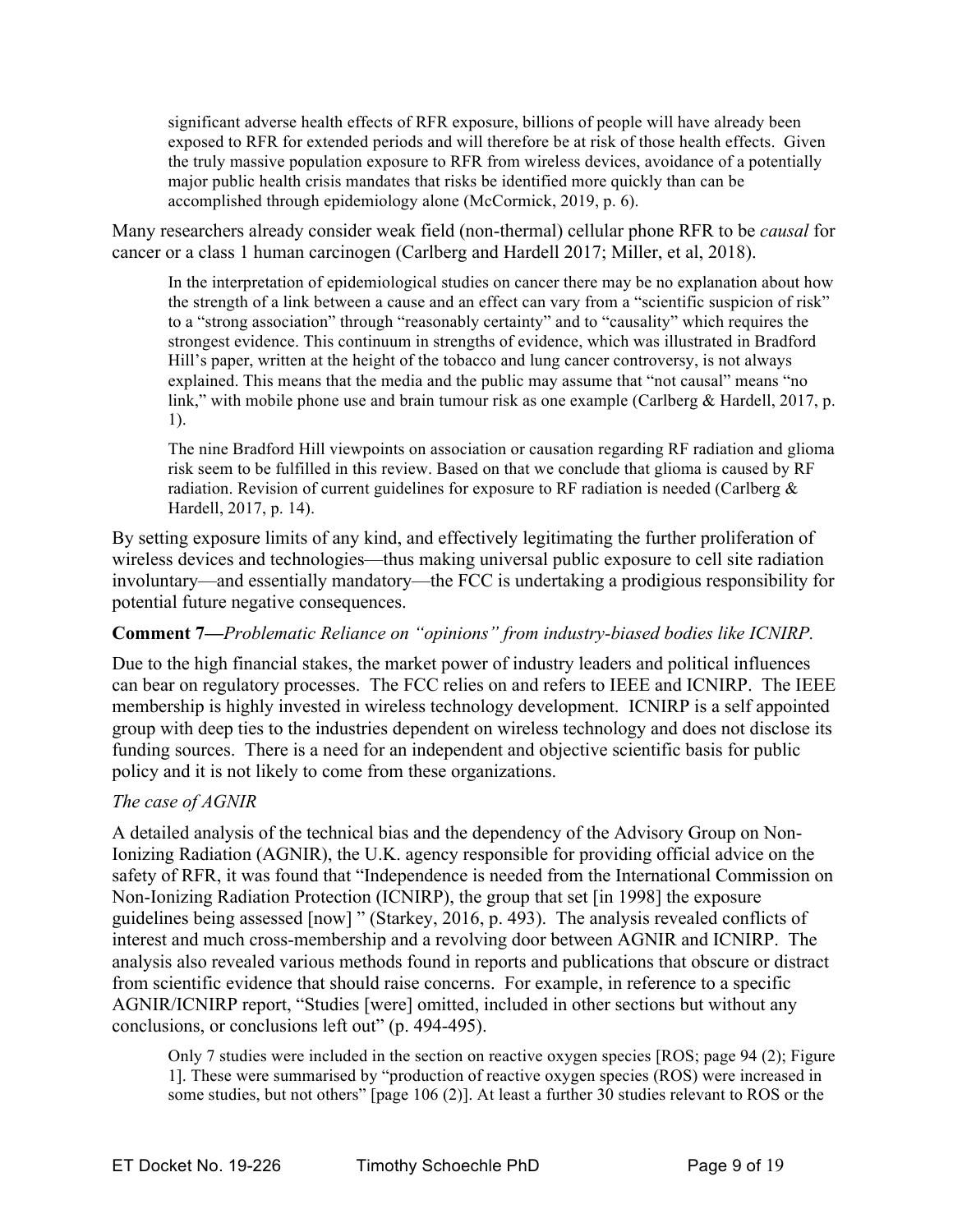> significant adverse health effects of RFR exposure, billions of people will have already been exposed to RFR for extended periods and will therefore be at risk of those health effects. Given the truly massive population exposure to RFR from wireless devices, avoidance of a potentially major public health crisis mandates that risks be identified more quickly than can be accomplished through epidemiology alone (McCormick, 2019, p. 6).

Many researchers already consider weak field (non-thermal) cellular phone RFR to be *causal* for cancer or a class 1 human carcinogen (Carlberg and Hardell 2017; Miller, et al, 2018).

> In the interpretation of epidemiological studies on cancer there may be no explanation about how the strength of a link between a cause and an effect can vary from a "scientific suspicion of risk" to a "strong association" through "reasonably certainty" and to "causality" which requires the strongest evidence. This continuum in strengths of evidence, which was illustrated in Bradford Hill's paper, written at the height of the tobacco and lung cancer controversy, is not always explained. This means that the media and the public may assume that "not causal" means "no link," with mobile phone use and brain tumour risk as one example (Carlberg & Hardell, 2017, p. 1).
>
> The nine Bradford Hill viewpoints on association or causation regarding RF radiation and glioma risk seem to be fulfilled in this review. Based on that we conclude that glioma is caused by RF radiation. Revision of current guidelines for exposure to RF radiation is needed (Carlberg & Hardell, 2017, p. 14).

By setting exposure limits of any kind, and effectively legitimating the further proliferation of wireless devices and technologies—thus making universal public exposure to cell site radiation involuntary—and essentially mandatory—the FCC is undertaking a prodigious responsibility for potential future negative consequences.

**Comment 7—***Problematic Reliance on "opinions" from industry-biased bodies like ICNIRP.*

Due to the high financial stakes, the market power of industry leaders and political influences can bear on regulatory processes. The FCC relies on and refers to IEEE and ICNIRP. The IEEE membership is highly invested in wireless technology development. ICNIRP is a self appointed group with deep ties to the industries dependent on wireless technology and does not disclose its funding sources. There is a need for an independent and objective scientific basis for public policy and it is not likely to come from these organizations.

*The case of AGNIR*

A detailed analysis of the technical bias and the dependency of the Advisory Group on Non-Ionizing Radiation (AGNIR), the U.K. agency responsible for providing official advice on the safety of RFR, it was found that "Independence is needed from the International Commission on Non-Ionizing Radiation Protection (ICNIRP), the group that set [in 1998] the exposure guidelines being assessed [now] " (Starkey, 2016, p. 493). The analysis revealed conflicts of interest and much cross-membership and a revolving door between AGNIR and ICNIRP. The analysis also revealed various methods found in reports and publications that obscure or distract from scientific evidence that should raise concerns. For example, in reference to a specific AGNIR/ICNIRP report, "Studies [were] omitted, included in other sections but without any conclusions, or conclusions left out" (p. 494-495).

> Only 7 studies were included in the section on reactive oxygen species [ROS; page 94 (2); Figure 1]. These were summarised by "production of reactive oxygen species (ROS) were increased in some studies, but not others" [page 106 (2)]. At least a further 30 studies relevant to ROS or the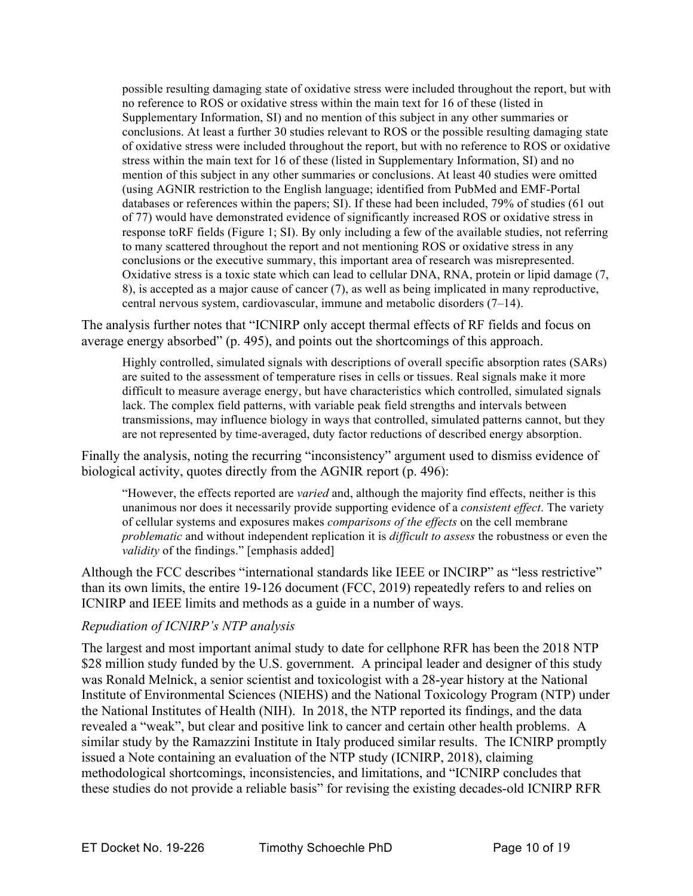> possible resulting damaging state of oxidative stress were included throughout the report, but with no reference to ROS or oxidative stress within the main text for 16 of these (listed in Supplementary Information, SI) and no mention of this subject in any other summaries or conclusions. At least a further 30 studies relevant to ROS or the possible resulting damaging state of oxidative stress were included throughout the report, but with no reference to ROS or oxidative stress within the main text for 16 of these (listed in Supplementary Information, SI) and no mention of this subject in any other summaries or conclusions. At least 40 studies were omitted (using AGNIR restriction to the English language; identified from PubMed and EMF-Portal databases or references within the papers; SI). If these had been included, 79% of studies (61 out of 77) would have demonstrated evidence of significantly increased ROS or oxidative stress in response toRF fields (Figure 1; SI). By only including a few of the available studies, not referring to many scattered throughout the report and not mentioning ROS or oxidative stress in any conclusions or the executive summary, this important area of research was misrepresented. Oxidative stress is a toxic state which can lead to cellular DNA, RNA, protein or lipid damage (7, 8), is accepted as a major cause of cancer (7), as well as being implicated in many reproductive, central nervous system, cardiovascular, immune and metabolic disorders (7–14).

The analysis further notes that "ICNIRP only accept thermal effects of RF fields and focus on average energy absorbed" (p. 495), and points out the shortcomings of this approach.

> Highly controlled, simulated signals with descriptions of overall specific absorption rates (SARs) are suited to the assessment of temperature rises in cells or tissues. Real signals make it more difficult to measure average energy, but have characteristics which controlled, simulated signals lack. The complex field patterns, with variable peak field strengths and intervals between transmissions, may influence biology in ways that controlled, simulated patterns cannot, but they are not represented by time-averaged, duty factor reductions of described energy absorption.

Finally the analysis, noting the recurring "inconsistency" argument used to dismiss evidence of biological activity, quotes directly from the AGNIR report (p. 496):

> "However, the effects reported are *varied* and, although the majority find effects, neither is this unanimous nor does it necessarily provide supporting evidence of a *consistent effect*. The variety of cellular systems and exposures makes *comparisons of the effects* on the cell membrane *problematic* and without independent replication it is *difficult to assess* the robustness or even the *validity* of the findings." [emphasis added]

Although the FCC describes "international standards like IEEE or INCIRP" as "less restrictive" than its own limits, the entire 19-126 document (FCC, 2019) repeatedly refers to and relies on ICNIRP and IEEE limits and methods as a guide in a number of ways.

*Repudiation of ICNIRP's NTP analysis*

The largest and most important animal study to date for cellphone RFR has been the 2018 NTP $28 million study funded by the U.S. government. A principal leader and designer of this study was Ronald Melnick, a senior scientist and toxicologist with a 28-year history at the National Institute of Environmental Sciences (NIEHS) and the National Toxicology Program (NTP) under the National Institutes of Health (NIH). In 2018, the NTP reported its findings, and the data revealed a "weak", but clear and positive link to cancer and certain other health problems. A similar study by the Ramazzini Institute in Italy produced similar results. The ICNIRP promptly issued a Note containing an evaluation of the NTP study (ICNIRP, 2018), claiming methodological shortcomings, inconsistencies, and limitations, and "ICNIRP concludes that these studies do not provide a reliable basis" for revising the existing decades-old ICNIRP RFR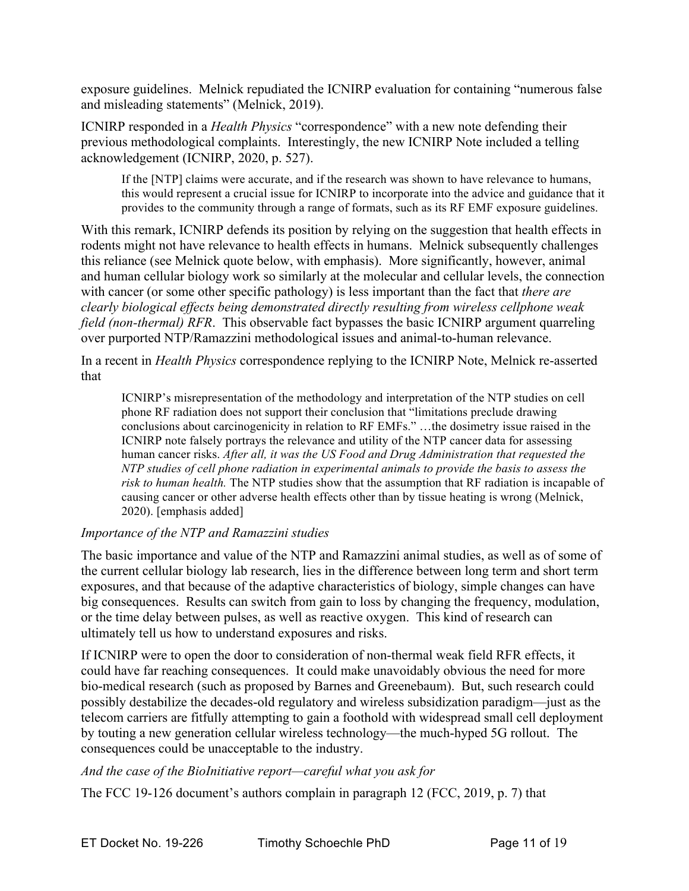exposure guidelines. Melnick repudiated the ICNIRP evaluation for containing "numerous false and misleading statements" (Melnick, 2019).

ICNIRP responded in a *Health Physics* "correspondence" with a new note defending their previous methodological complaints. Interestingly, the new ICNIRP Note included a telling acknowledgement (ICNIRP, 2020, p. 527).

> If the [NTP] claims were accurate, and if the research was shown to have relevance to humans, this would represent a crucial issue for ICNIRP to incorporate into the advice and guidance that it provides to the community through a range of formats, such as its RF EMF exposure guidelines.

With this remark, ICNIRP defends its position by relying on the suggestion that health effects in rodents might not have relevance to health effects in humans. Melnick subsequently challenges this reliance (see Melnick quote below, with emphasis). More significantly, however, animal and human cellular biology work so similarly at the molecular and cellular levels, the connection with cancer (or some other specific pathology) is less important than the fact that *there are clearly biological effects being demonstrated directly resulting from wireless cellphone weak field (non-thermal) RFR*. This observable fact bypasses the basic ICNIRP argument quarreling over purported NTP/Ramazzini methodological issues and animal-to-human relevance.

In a recent in *Health Physics* correspondence replying to the ICNIRP Note, Melnick re-asserted that

> ICNIRP's misrepresentation of the methodology and interpretation of the NTP studies on cell phone RF radiation does not support their conclusion that "limitations preclude drawing conclusions about carcinogenicity in relation to RF EMFs." …the dosimetry issue raised in the ICNIRP note falsely portrays the relevance and utility of the NTP cancer data for assessing human cancer risks. *After all, it was the US Food and Drug Administration that requested the NTP studies of cell phone radiation in experimental animals to provide the basis to assess the risk to human health.* The NTP studies show that the assumption that RF radiation is incapable of causing cancer or other adverse health effects other than by tissue heating is wrong (Melnick, 2020). [emphasis added]

*Importance of the NTP and Ramazzini studies*

The basic importance and value of the NTP and Ramazzini animal studies, as well as of some of the current cellular biology lab research, lies in the difference between long term and short term exposures, and that because of the adaptive characteristics of biology, simple changes can have big consequences. Results can switch from gain to loss by changing the frequency, modulation, or the time delay between pulses, as well as reactive oxygen. This kind of research can ultimately tell us how to understand exposures and risks.

If ICNIRP were to open the door to consideration of non-thermal weak field RFR effects, it could have far reaching consequences. It could make unavoidably obvious the need for more bio-medical research (such as proposed by Barnes and Greenebaum). But, such research could possibly destabilize the decades-old regulatory and wireless subsidization paradigm—just as the telecom carriers are fitfully attempting to gain a foothold with widespread small cell deployment by touting a new generation cellular wireless technology—the much-hyped 5G rollout. The consequences could be unacceptable to the industry.

*And the case of the BioInitiative report—careful what you ask for*

The FCC 19-126 document's authors complain in paragraph 12 (FCC, 2019, p. 7) that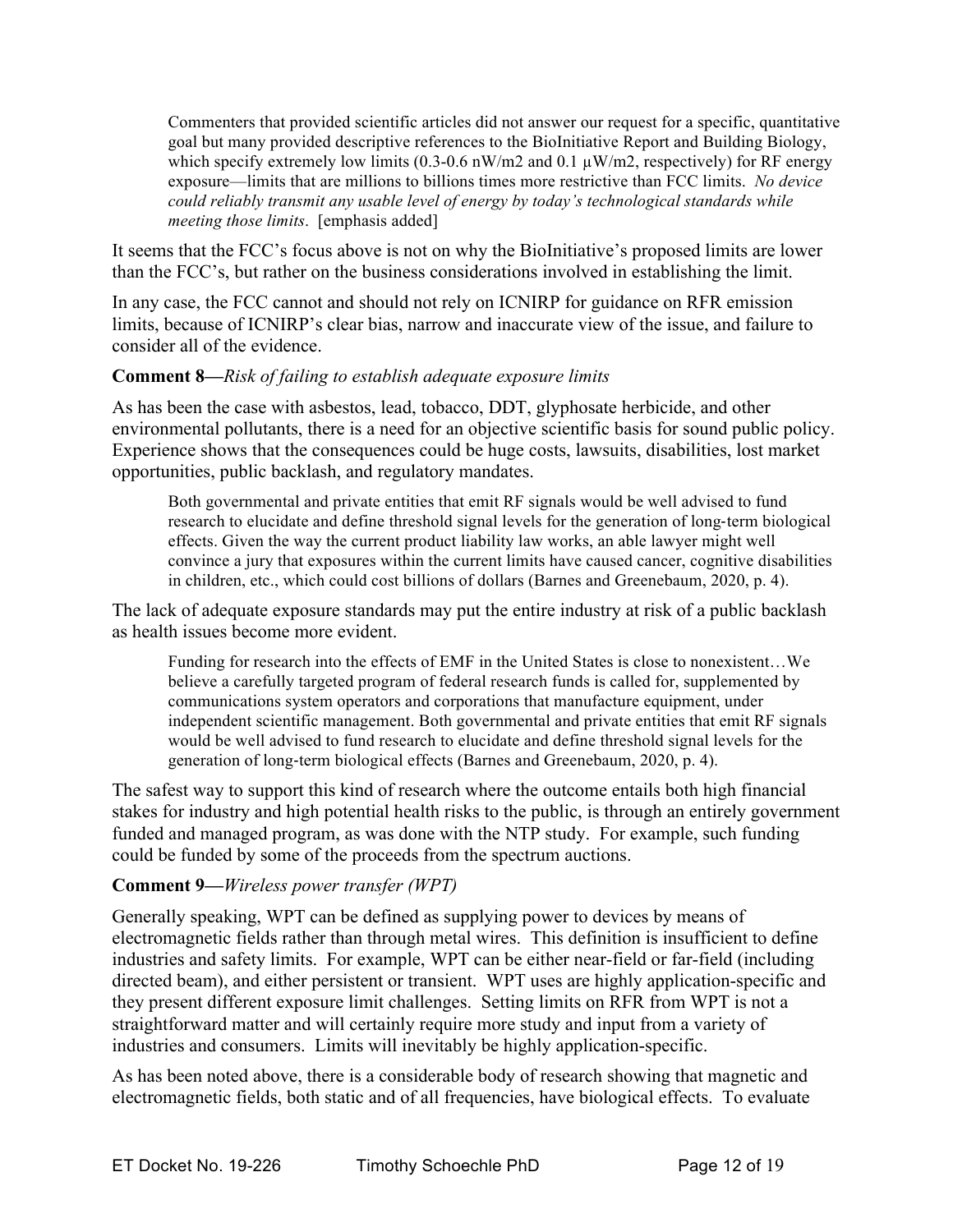> Commenters that provided scientific articles did not answer our request for a specific, quantitative goal but many provided descriptive references to the BioInitiative Report and Building Biology, which specify extremely low limits (0.3-0.6 nW/m2 and 0.1 µW/m2, respectively) for RF energy exposure—limits that are millions to billions times more restrictive than FCC limits. *No device could reliably transmit any usable level of energy by today's technological standards while meeting those limits*. [emphasis added]

It seems that the FCC's focus above is not on why the BioInitiative's proposed limits are lower than the FCC's, but rather on the business considerations involved in establishing the limit.

In any case, the FCC cannot and should not rely on ICNIRP for guidance on RFR emission limits, because of ICNIRP's clear bias, narrow and inaccurate view of the issue, and failure to consider all of the evidence.

**Comment 8—***Risk of failing to establish adequate exposure limits*

As has been the case with asbestos, lead, tobacco, DDT, glyphosate herbicide, and other environmental pollutants, there is a need for an objective scientific basis for sound public policy. Experience shows that the consequences could be huge costs, lawsuits, disabilities, lost market opportunities, public backlash, and regulatory mandates.

> Both governmental and private entities that emit RF signals would be well advised to fund research to elucidate and define threshold signal levels for the generation of long-term biological effects. Given the way the current product liability law works, an able lawyer might well convince a jury that exposures within the current limits have caused cancer, cognitive disabilities in children, etc., which could cost billions of dollars (Barnes and Greenebaum, 2020, p. 4).

The lack of adequate exposure standards may put the entire industry at risk of a public backlash as health issues become more evident.

> Funding for research into the effects of EMF in the United States is close to nonexistent…We believe a carefully targeted program of federal research funds is called for, supplemented by communications system operators and corporations that manufacture equipment, under independent scientific management. Both governmental and private entities that emit RF signals would be well advised to fund research to elucidate and define threshold signal levels for the generation of long-term biological effects (Barnes and Greenebaum, 2020, p. 4).

The safest way to support this kind of research where the outcome entails both high financial stakes for industry and high potential health risks to the public, is through an entirely government funded and managed program, as was done with the NTP study. For example, such funding could be funded by some of the proceeds from the spectrum auctions.

**Comment 9—***Wireless power transfer (WPT)*

Generally speaking, WPT can be defined as supplying power to devices by means of electromagnetic fields rather than through metal wires. This definition is insufficient to define industries and safety limits. For example, WPT can be either near-field or far-field (including directed beam), and either persistent or transient. WPT uses are highly application-specific and they present different exposure limit challenges. Setting limits on RFR from WPT is not a straightforward matter and will certainly require more study and input from a variety of industries and consumers. Limits will inevitably be highly application-specific.

As has been noted above, there is a considerable body of research showing that magnetic and electromagnetic fields, both static and of all frequencies, have biological effects. To evaluate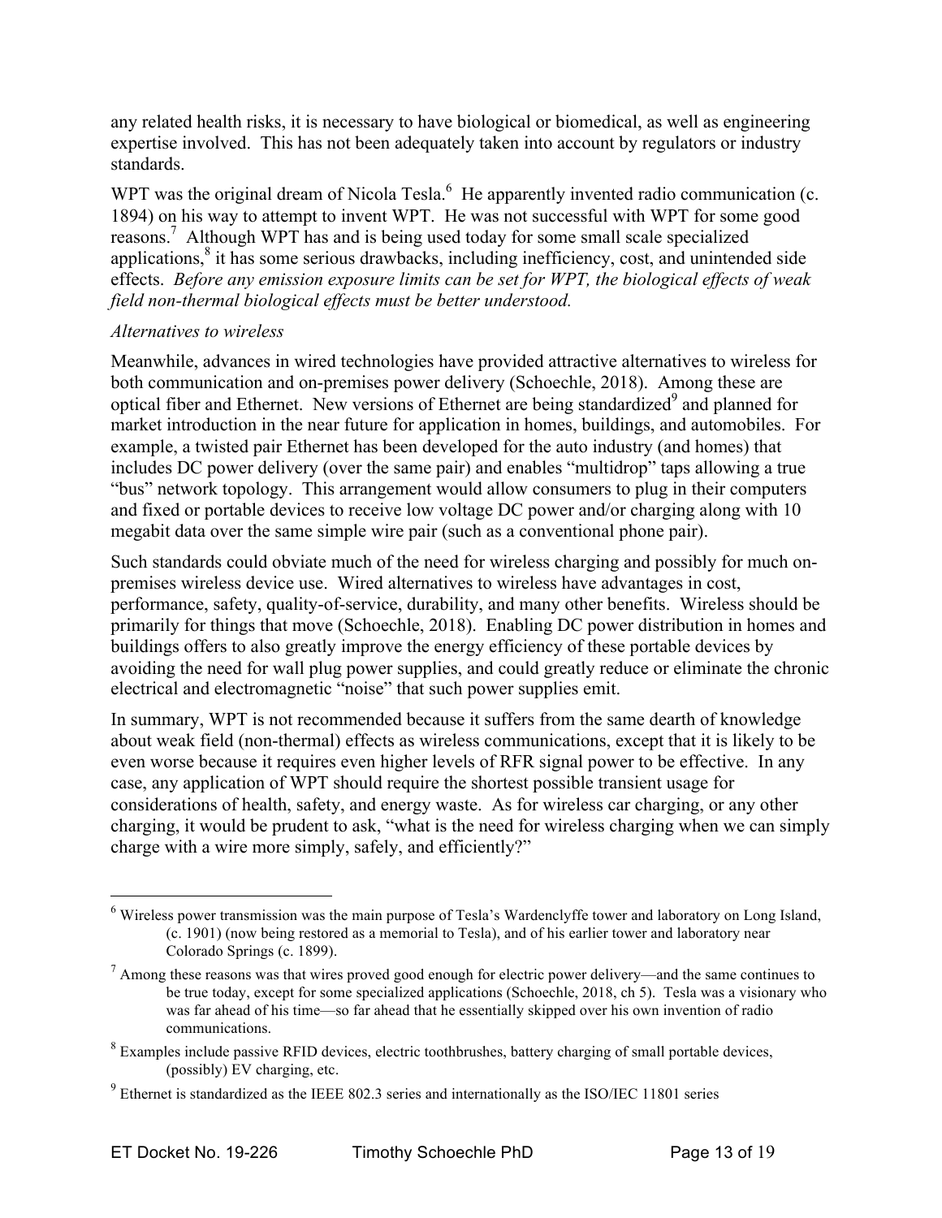any related health risks, it is necessary to have biological or biomedical, as well as engineering expertise involved. This has not been adequately taken into account by regulators or industry standards.

WPT was the original dream of Nicola Tesla.[6] He apparently invented radio communication (c. 1894) on his way to attempt to invent WPT. He was not successful with WPT for some good reasons.[7] Although WPT has and is being used today for some small scale specialized applications,[8] it has some serious drawbacks, including inefficiency, cost, and unintended side effects. *Before any emission exposure limits can be set for WPT, the biological effects of weak field non-thermal biological effects must be better understood.*

*Alternatives to wireless*

Meanwhile, advances in wired technologies have provided attractive alternatives to wireless for both communication and on-premises power delivery (Schoechle, 2018). Among these are optical fiber and Ethernet. New versions of Ethernet are being standardized[9] and planned for market introduction in the near future for application in homes, buildings, and automobiles. For example, a twisted pair Ethernet has been developed for the auto industry (and homes) that includes DC power delivery (over the same pair) and enables "multidrop" taps allowing a true "bus" network topology. This arrangement would allow consumers to plug in their computers and fixed or portable devices to receive low voltage DC power and/or charging along with 10 megabit data over the same simple wire pair (such as a conventional phone pair).

Such standards could obviate much of the need for wireless charging and possibly for much on-premises wireless device use. Wired alternatives to wireless have advantages in cost, performance, safety, quality-of-service, durability, and many other benefits. Wireless should be primarily for things that move (Schoechle, 2018). Enabling DC power distribution in homes and buildings offers to also greatly improve the energy efficiency of these portable devices by avoiding the need for wall plug power supplies, and could greatly reduce or eliminate the chronic electrical and electromagnetic "noise" that such power supplies emit.

In summary, WPT is not recommended because it suffers from the same dearth of knowledge about weak field (non-thermal) effects as wireless communications, except that it is likely to be even worse because it requires even higher levels of RFR signal power to be effective. In any case, any application of WPT should require the shortest possible transient usage for considerations of health, safety, and energy waste. As for wireless car charging, or any other charging, it would be prudent to ask, "what is the need for wireless charging when we can simply charge with a wire more simply, safely, and efficiently?"

---

[6] Wireless power transmission was the main purpose of Tesla's Wardenclyffe tower and laboratory on Long Island, (c. 1901) (now being restored as a memorial to Tesla), and of his earlier tower and laboratory near Colorado Springs (c. 1899).

[7] Among these reasons was that wires proved good enough for electric power delivery—and the same continues to be true today, except for some specialized applications (Schoechle, 2018, ch 5). Tesla was a visionary who was far ahead of his time—so far ahead that he essentially skipped over his own invention of radio communications.

[8] Examples include passive RFID devices, electric toothbrushes, battery charging of small portable devices, (possibly) EV charging, etc.

[9] Ethernet is standardized as the IEEE 802.3 series and internationally as the ISO/IEC 11801 series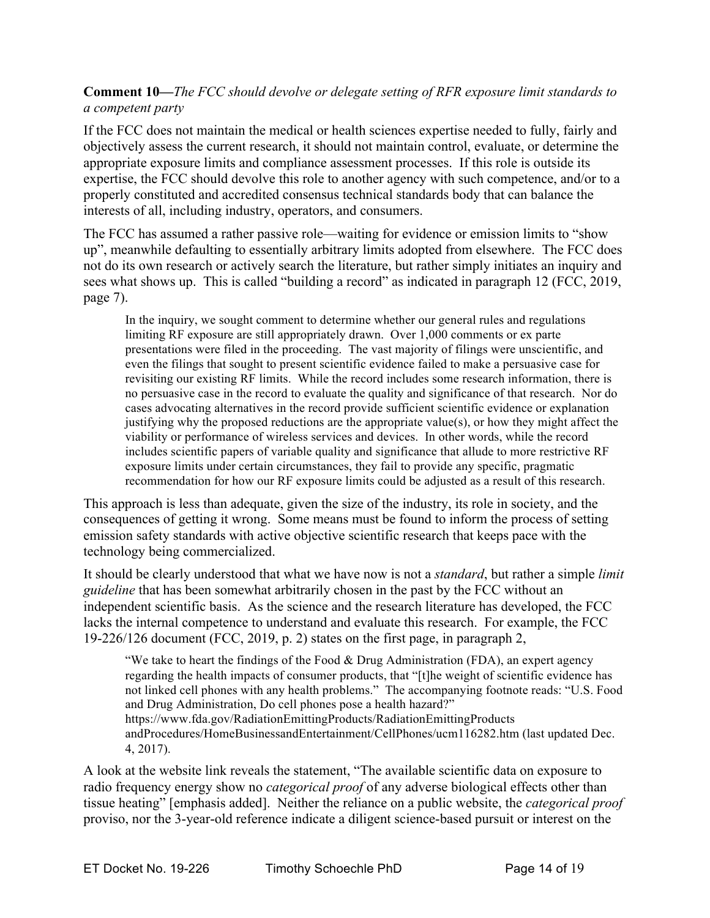**Comment 10—***The FCC should devolve or delegate setting of RFR exposure limit standards to a competent party*

If the FCC does not maintain the medical or health sciences expertise needed to fully, fairly and objectively assess the current research, it should not maintain control, evaluate, or determine the appropriate exposure limits and compliance assessment processes. If this role is outside its expertise, the FCC should devolve this role to another agency with such competence, and/or to a properly constituted and accredited consensus technical standards body that can balance the interests of all, including industry, operators, and consumers.

The FCC has assumed a rather passive role—waiting for evidence or emission limits to "show up", meanwhile defaulting to essentially arbitrary limits adopted from elsewhere. The FCC does not do its own research or actively search the literature, but rather simply initiates an inquiry and sees what shows up. This is called "building a record" as indicated in paragraph 12 (FCC, 2019, page 7).

> In the inquiry, we sought comment to determine whether our general rules and regulations limiting RF exposure are still appropriately drawn. Over 1,000 comments or ex parte presentations were filed in the proceeding. The vast majority of filings were unscientific, and even the filings that sought to present scientific evidence failed to make a persuasive case for revisiting our existing RF limits. While the record includes some research information, there is no persuasive case in the record to evaluate the quality and significance of that research. Nor do cases advocating alternatives in the record provide sufficient scientific evidence or explanation justifying why the proposed reductions are the appropriate value(s), or how they might affect the viability or performance of wireless services and devices. In other words, while the record includes scientific papers of variable quality and significance that allude to more restrictive RF exposure limits under certain circumstances, they fail to provide any specific, pragmatic recommendation for how our RF exposure limits could be adjusted as a result of this research.

This approach is less than adequate, given the size of the industry, its role in society, and the consequences of getting it wrong. Some means must be found to inform the process of setting emission safety standards with active objective scientific research that keeps pace with the technology being commercialized.

It should be clearly understood that what we have now is not a *standard*, but rather a simple *limit guideline* that has been somewhat arbitrarily chosen in the past by the FCC without an independent scientific basis. As the science and the research literature has developed, the FCC lacks the internal competence to understand and evaluate this research. For example, the FCC 19-226/126 document (FCC, 2019, p. 2) states on the first page, in paragraph 2,

> "We take to heart the findings of the Food & Drug Administration (FDA), an expert agency regarding the health impacts of consumer products, that "[t]he weight of scientific evidence has not linked cell phones with any health problems." The accompanying footnote reads: "U.S. Food and Drug Administration, Do cell phones pose a health hazard?" https://www.fda.gov/RadiationEmittingProducts/RadiationEmittingProducts andProcedures/HomeBusinessandEntertainment/CellPhones/ucm116282.htm (last updated Dec. 4, 2017).

A look at the website link reveals the statement, "The available scientific data on exposure to radio frequency energy show no *categorical proof* of any adverse biological effects other than tissue heating" [emphasis added]. Neither the reliance on a public website, the *categorical proof* proviso, nor the 3-year-old reference indicate a diligent science-based pursuit or interest on the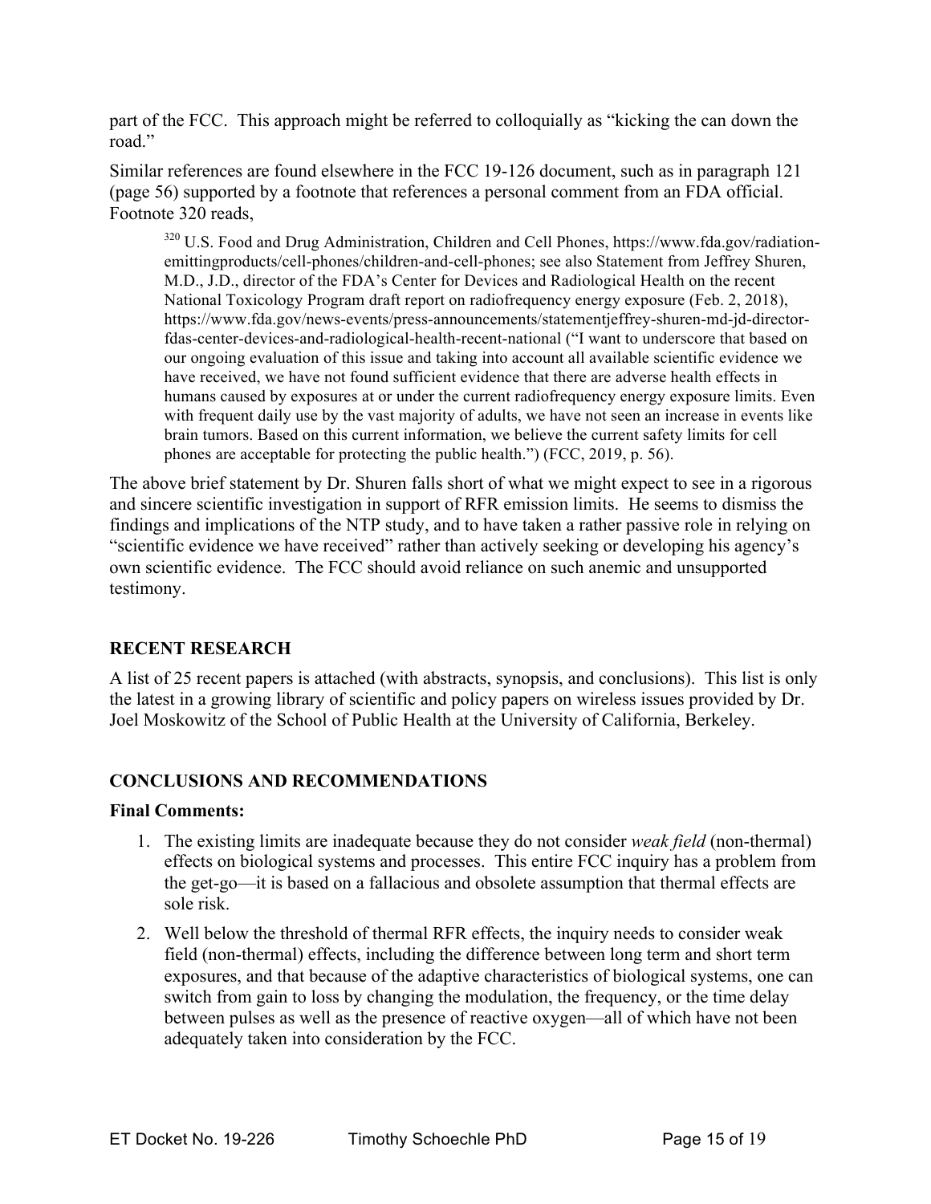part of the FCC. This approach might be referred to colloquially as "kicking the can down the road."

Similar references are found elsewhere in the FCC 19-126 document, such as in paragraph 121 (page 56) supported by a footnote that references a personal comment from an FDA official. Footnote 320 reads,

> [320] U.S. Food and Drug Administration, Children and Cell Phones, https://www.fda.gov/radiation-emittingproducts/cell-phones/children-and-cell-phones; see also Statement from Jeffrey Shuren, M.D., J.D., director of the FDA's Center for Devices and Radiological Health on the recent National Toxicology Program draft report on radiofrequency energy exposure (Feb. 2, 2018), https://www.fda.gov/news-events/press-announcements/statementjeffrey-shuren-md-jd-director-fdas-center-devices-and-radiological-health-recent-national ("I want to underscore that based on our ongoing evaluation of this issue and taking into account all available scientific evidence we have received, we have not found sufficient evidence that there are adverse health effects in humans caused by exposures at or under the current radiofrequency energy exposure limits. Even with frequent daily use by the vast majority of adults, we have not seen an increase in events like brain tumors. Based on this current information, we believe the current safety limits for cell phones are acceptable for protecting the public health.") (FCC, 2019, p. 56).

The above brief statement by Dr. Shuren falls short of what we might expect to see in a rigorous and sincere scientific investigation in support of RFR emission limits. He seems to dismiss the findings and implications of the NTP study, and to have taken a rather passive role in relying on "scientific evidence we have received" rather than actively seeking or developing his agency's own scientific evidence. The FCC should avoid reliance on such anemic and unsupported testimony.

## RECENT RESEARCH

A list of 25 recent papers is attached (with abstracts, synopsis, and conclusions). This list is only the latest in a growing library of scientific and policy papers on wireless issues provided by Dr. Joel Moskowitz of the School of Public Health at the University of California, Berkeley.

## CONCLUSIONS AND RECOMMENDATIONS

**Final Comments:**

1. The existing limits are inadequate because they do not consider *weak field* (non-thermal) effects on biological systems and processes. This entire FCC inquiry has a problem from the get-go—it is based on a fallacious and obsolete assumption that thermal effects are sole risk.
2. Well below the threshold of thermal RFR effects, the inquiry needs to consider weak field (non-thermal) effects, including the difference between long term and short term exposures, and that because of the adaptive characteristics of biological systems, one can switch from gain to loss by changing the modulation, the frequency, or the time delay between pulses as well as the presence of reactive oxygen—all of which have not been adequately taken into consideration by the FCC.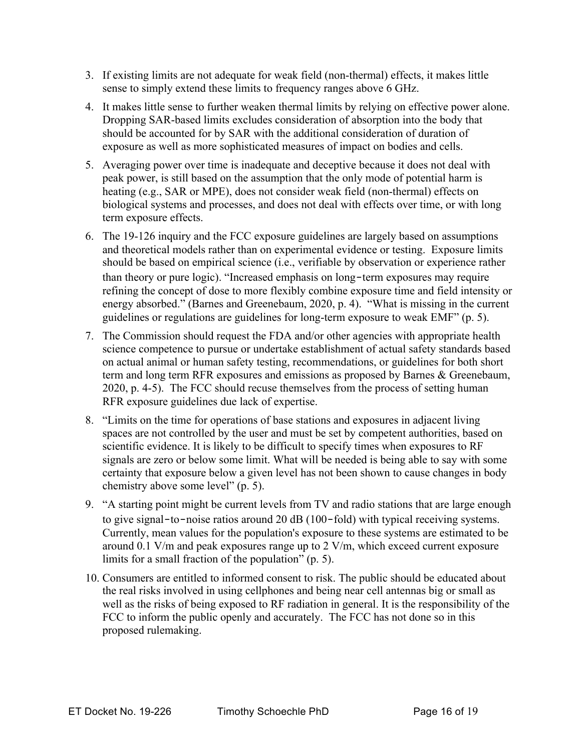3. If existing limits are not adequate for weak field (non-thermal) effects, it makes little sense to simply extend these limits to frequency ranges above 6 GHz.
4. It makes little sense to further weaken thermal limits by relying on effective power alone. Dropping SAR-based limits excludes consideration of absorption into the body that should be accounted for by SAR with the additional consideration of duration of exposure as well as more sophisticated measures of impact on bodies and cells.
5. Averaging power over time is inadequate and deceptive because it does not deal with peak power, is still based on the assumption that the only mode of potential harm is heating (e.g., SAR or MPE), does not consider weak field (non-thermal) effects on biological systems and processes, and does not deal with effects over time, or with long term exposure effects.
6. The 19-126 inquiry and the FCC exposure guidelines are largely based on assumptions and theoretical models rather than on experimental evidence or testing. Exposure limits should be based on empirical science (i.e., verifiable by observation or experience rather than theory or pure logic). "Increased emphasis on long-term exposures may require refining the concept of dose to more flexibly combine exposure time and field intensity or energy absorbed." (Barnes and Greenebaum, 2020, p. 4). "What is missing in the current guidelines or regulations are guidelines for long-term exposure to weak EMF" (p. 5).
7. The Commission should request the FDA and/or other agencies with appropriate health science competence to pursue or undertake establishment of actual safety standards based on actual animal or human safety testing, recommendations, or guidelines for both short term and long term RFR exposures and emissions as proposed by Barnes & Greenebaum, 2020, p. 4-5). The FCC should recuse themselves from the process of setting human RFR exposure guidelines due lack of expertise.
8. "Limits on the time for operations of base stations and exposures in adjacent living spaces are not controlled by the user and must be set by competent authorities, based on scientific evidence. It is likely to be difficult to specify times when exposures to RF signals are zero or below some limit. What will be needed is being able to say with some certainty that exposure below a given level has not been shown to cause changes in body chemistry above some level" (p. 5).
9. "A starting point might be current levels from TV and radio stations that are large enough to give signal-to-noise ratios around 20 dB (100-fold) with typical receiving systems. Currently, mean values for the population's exposure to these systems are estimated to be around 0.1 V/m and peak exposures range up to 2 V/m, which exceed current exposure limits for a small fraction of the population" (p. 5).
10. Consumers are entitled to informed consent to risk. The public should be educated about the real risks involved in using cellphones and being near cell antennas big or small as well as the risks of being exposed to RF radiation in general. It is the responsibility of the FCC to inform the public openly and accurately. The FCC has not done so in this proposed rulemaking.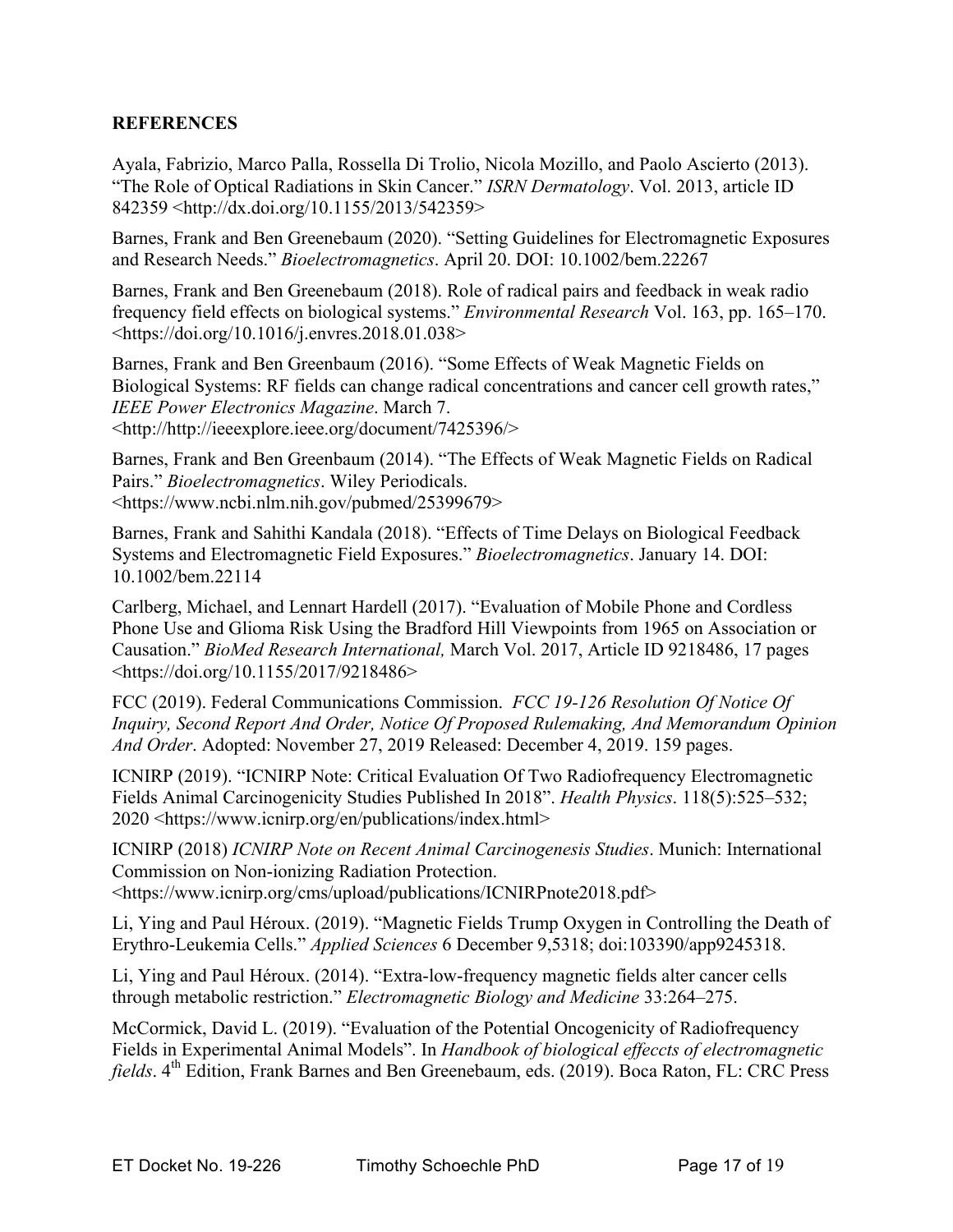## REFERENCES

Ayala, Fabrizio, Marco Palla, Rossella Di Trolio, Nicola Mozillo, and Paolo Ascierto (2013). "The Role of Optical Radiations in Skin Cancer." *ISRN Dermatology*. Vol. 2013, article ID 842359 <http://dx.doi.org/10.1155/2013/542359>

Barnes, Frank and Ben Greenebaum (2020). "Setting Guidelines for Electromagnetic Exposures and Research Needs." *Bioelectromagnetics*. April 20. DOI: 10.1002/bem.22267

Barnes, Frank and Ben Greenebaum (2018). Role of radical pairs and feedback in weak radio frequency field effects on biological systems." *Environmental Research* Vol. 163, pp. 165–170. <https://doi.org/10.1016/j.envres.2018.01.038>

Barnes, Frank and Ben Greenbaum (2016). "Some Effects of Weak Magnetic Fields on Biological Systems: RF fields can change radical concentrations and cancer cell growth rates," *IEEE Power Electronics Magazine*. March 7. <http://http://ieeexplore.ieee.org/document/7425396/>

Barnes, Frank and Ben Greenbaum (2014). "The Effects of Weak Magnetic Fields on Radical Pairs." *Bioelectromagnetics*. Wiley Periodicals. <https://www.ncbi.nlm.nih.gov/pubmed/25399679>

Barnes, Frank and Sahithi Kandala (2018). "Effects of Time Delays on Biological Feedback Systems and Electromagnetic Field Exposures." *Bioelectromagnetics*. January 14. DOI: 10.1002/bem.22114

Carlberg, Michael, and Lennart Hardell (2017). "Evaluation of Mobile Phone and Cordless Phone Use and Glioma Risk Using the Bradford Hill Viewpoints from 1965 on Association or Causation." *BioMed Research International,* March Vol. 2017, Article ID 9218486, 17 pages <https://doi.org/10.1155/2017/9218486>

FCC (2019). Federal Communications Commission. *FCC 19-126 Resolution Of Notice Of Inquiry, Second Report And Order, Notice Of Proposed Rulemaking, And Memorandum Opinion And Order*. Adopted: November 27, 2019 Released: December 4, 2019. 159 pages.

ICNIRP (2019). "ICNIRP Note: Critical Evaluation Of Two Radiofrequency Electromagnetic Fields Animal Carcinogenicity Studies Published In 2018". *Health Physics*. 118(5):525–532; 2020 <https://www.icnirp.org/en/publications/index.html>

ICNIRP (2018) *ICNIRP Note on Recent Animal Carcinogenesis Studies*. Munich: International Commission on Non-ionizing Radiation Protection. <https://www.icnirp.org/cms/upload/publications/ICNIRPnote2018.pdf>

Li, Ying and Paul Héroux. (2019). "Magnetic Fields Trump Oxygen in Controlling the Death of Erythro-Leukemia Cells." *Applied Sciences* 6 December 9,5318; doi:103390/app9245318.

Li, Ying and Paul Héroux. (2014). "Extra-low-frequency magnetic fields alter cancer cells through metabolic restriction." *Electromagnetic Biology and Medicine* 33:264–275.

McCormick, David L. (2019). "Evaluation of the Potential Oncogenicity of Radiofrequency Fields in Experimental Animal Models". In *Handbook of biological effeccts of electromagnetic fields*. 4th Edition, Frank Barnes and Ben Greenebaum, eds. (2019). Boca Raton, FL: CRC Press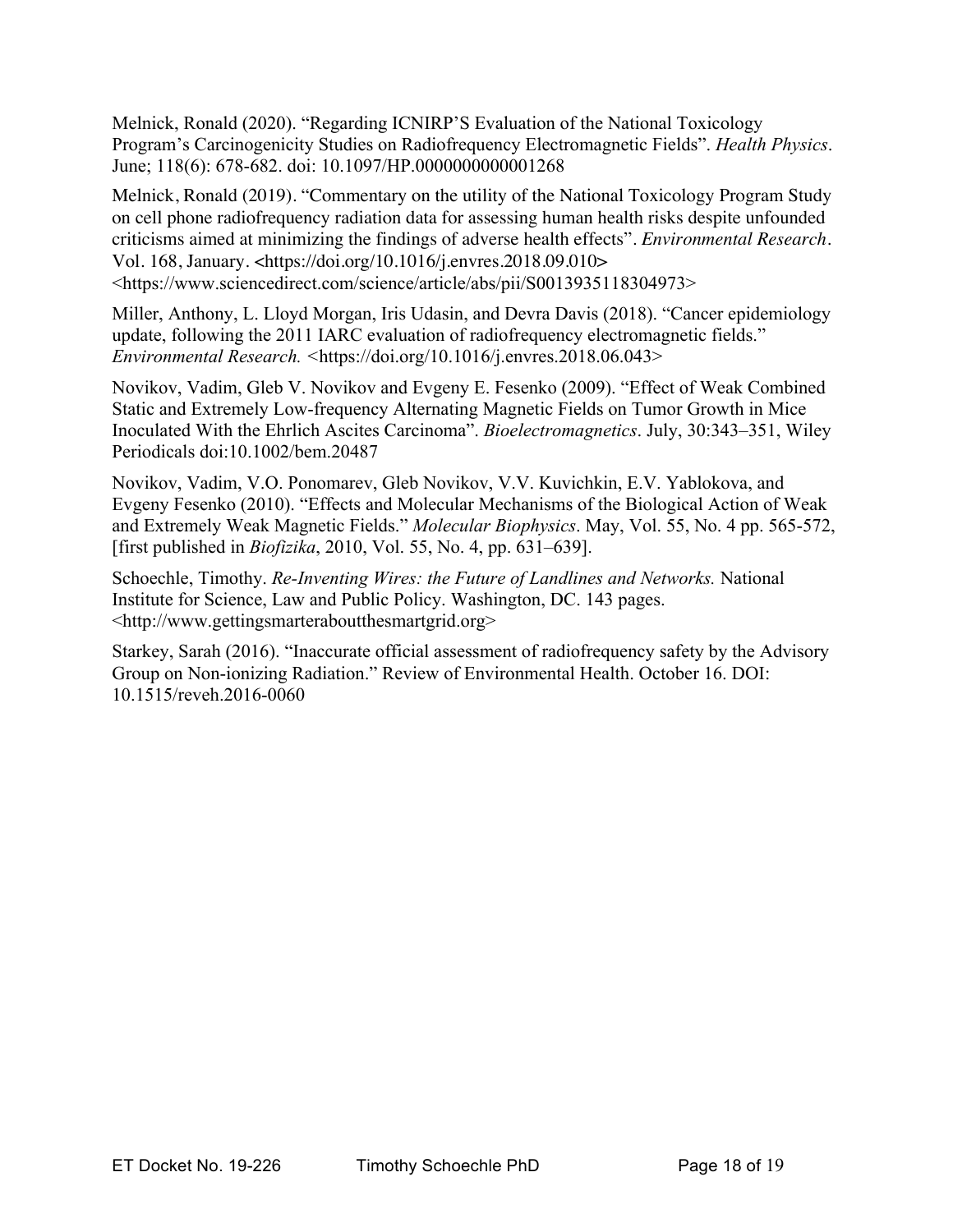Melnick, Ronald (2020). "Regarding ICNIRP'S Evaluation of the National Toxicology Program's Carcinogenicity Studies on Radiofrequency Electromagnetic Fields". *Health Physics*. June; 118(6): 678-682. doi: 10.1097/HP.0000000000001268

Melnick, Ronald (2019). "Commentary on the utility of the National Toxicology Program Study on cell phone radiofrequency radiation data for assessing human health risks despite unfounded criticisms aimed at minimizing the findings of adverse health effects". *Environmental Research*. Vol. 168, January. <https://doi.org/10.1016/j.envres.2018.09.010> <https://www.sciencedirect.com/science/article/abs/pii/S0013935118304973>

Miller, Anthony, L. Lloyd Morgan, Iris Udasin, and Devra Davis (2018). "Cancer epidemiology update, following the 2011 IARC evaluation of radiofrequency electromagnetic fields." *Environmental Research.* <https://doi.org/10.1016/j.envres.2018.06.043>

Novikov, Vadim, Gleb V. Novikov and Evgeny E. Fesenko (2009). "Effect of Weak Combined Static and Extremely Low-frequency Alternating Magnetic Fields on Tumor Growth in Mice Inoculated With the Ehrlich Ascites Carcinoma". *Bioelectromagnetics*. July, 30:343–351, Wiley Periodicals doi:10.1002/bem.20487

Novikov, Vadim, V.O. Ponomarev, Gleb Novikov, V.V. Kuvichkin, E.V. Yablokova, and Evgeny Fesenko (2010). "Effects and Molecular Mechanisms of the Biological Action of Weak and Extremely Weak Magnetic Fields." *Molecular Biophysics*. May, Vol. 55, No. 4 pp. 565-572, [first published in *Biofizika*, 2010, Vol. 55, No. 4, pp. 631–639].

Schoechle, Timothy. *Re-Inventing Wires: the Future of Landlines and Networks.* National Institute for Science, Law and Public Policy. Washington, DC. 143 pages. <http://www.gettingsmarteraboutthesmartgrid.org>

Starkey, Sarah (2016). "Inaccurate official assessment of radiofrequency safety by the Advisory Group on Non-ionizing Radiation." Review of Environmental Health. October 16. DOI: 10.1515/reveh.2016-0060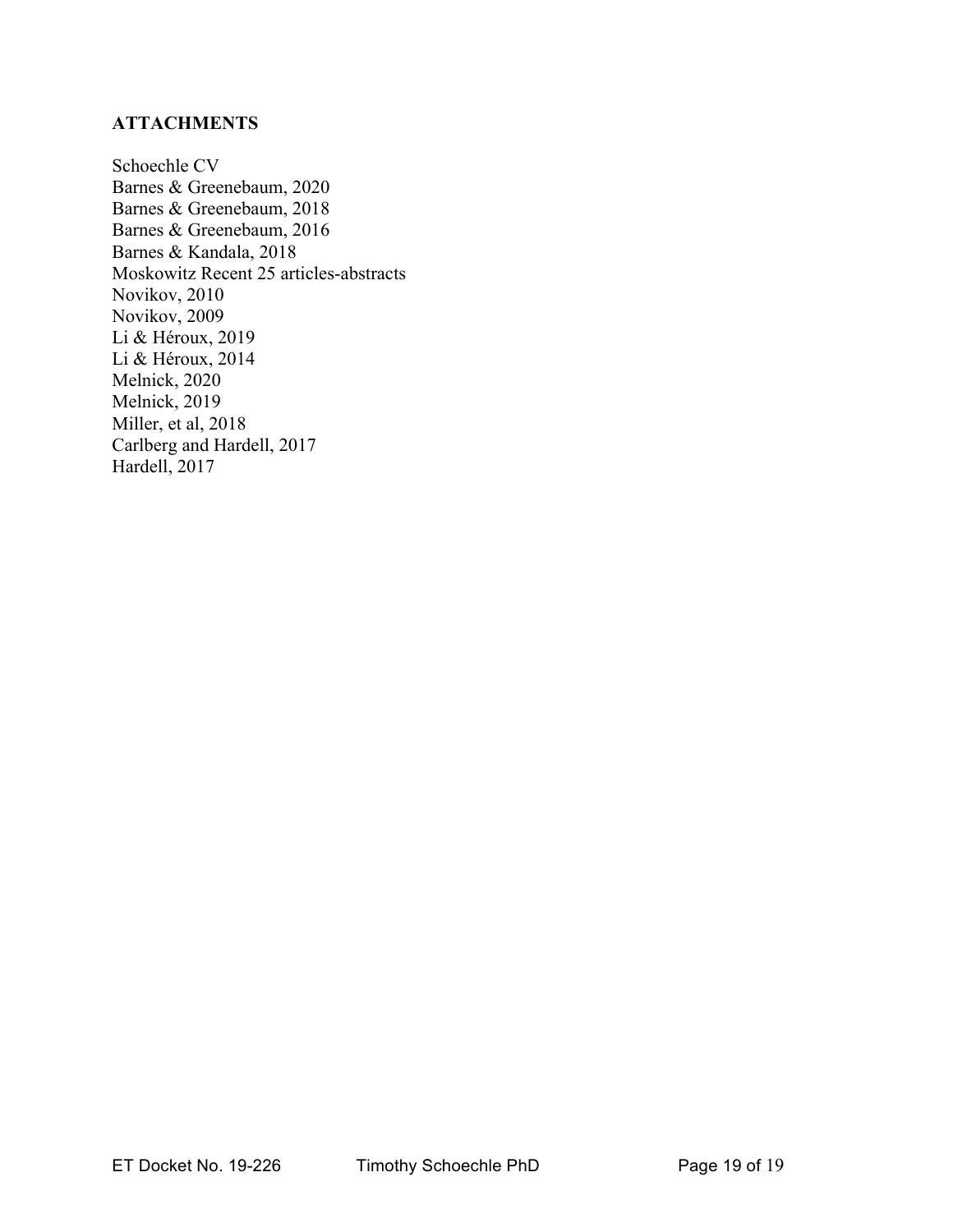**ATTACHMENTS**

Schoechle CV
Barnes & Greenebaum, 2020
Barnes & Greenebaum, 2018
Barnes & Greenebaum, 2016
Barnes & Kandala, 2018
Moskowitz Recent 25 articles-abstracts
Novikov, 2010
Novikov, 2009
Li & Héroux, 2019
Li & Héroux, 2014
Melnick, 2020
Melnick, 2019
Miller, et al, 2018
Carlberg and Hardell, 2017
Hardell, 2017